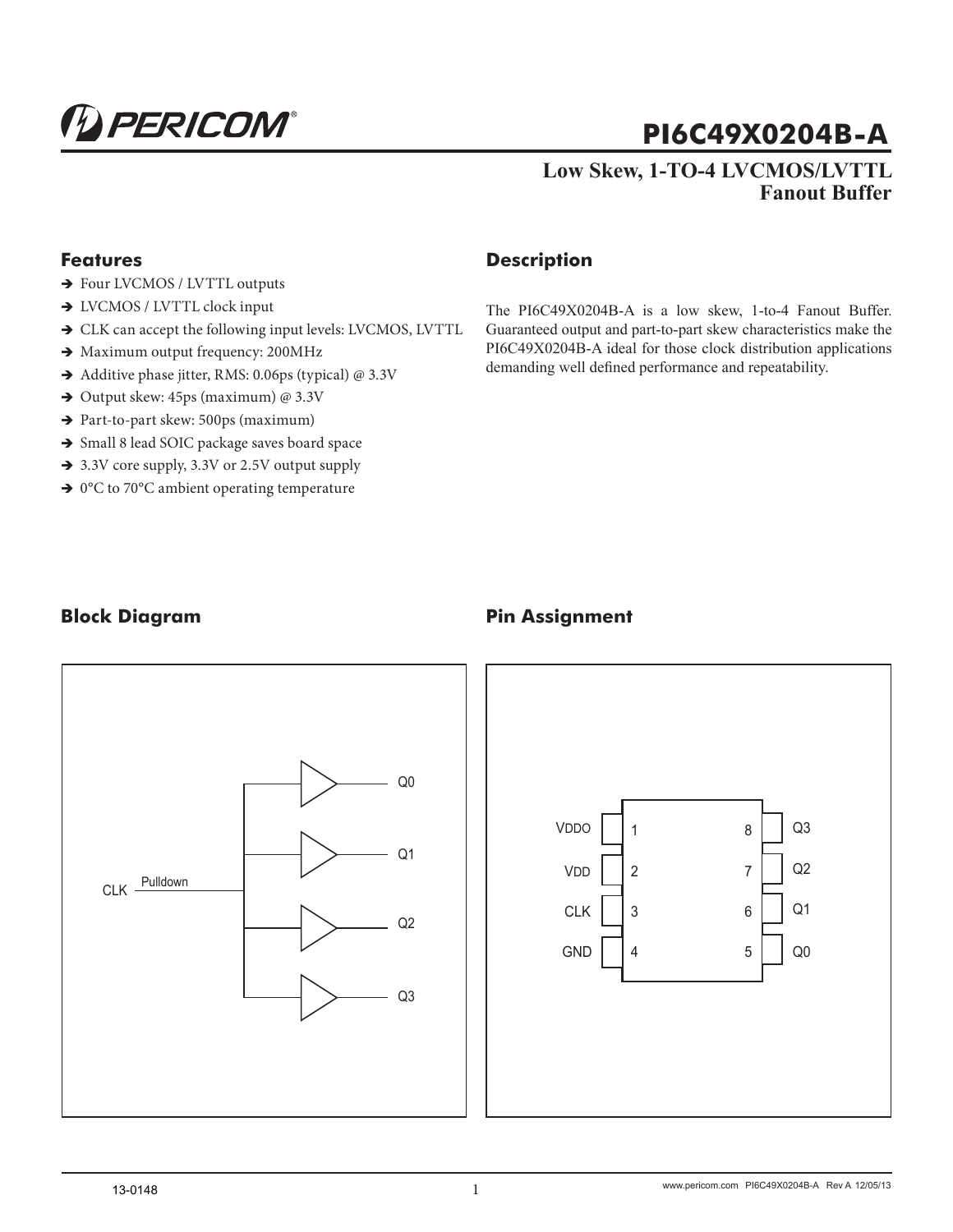# PI6C49X0204B-A

## Low Skew, 1-TO-4 LVCMOS/LVTTL Fanout Buffer

### Features

- Four LVCMOS / LVTTL outputs
- LVCMOS / LVTTL clock input
- CLK can accept the following input levels: LVCMOS, LVTTL
- Maximum output frequency: 200MHz
- Additive phase jitter, RMS: 0.06ps (typical) @ 3.3V
- Output skew: 45ps (maximum) @ 3.3V
- Part-to-part skew: 500ps (maximum)
- Small 8 lead SOIC package saves board space
- 3.3V core supply, 3.3V or 2.5V output supply
- 0°C to 70°C ambient operating temperature

### Description

The PI6C49X0204B-A is a low skew, 1-to-4 Fanout Buffer. Guaranteed output and part-to-part skew characteristics make the PI6C49X0204B-A ideal for those clock distribution applications demanding well defined performance and repeatability.

### Block Diagram

CLK — Pulldown — buffers to Q0, Q1, Q2, Q3

### Pin Assignment

| Pin Name | Pin | Pin | Pin Name |
|---|---|---|---|
| VDDO | 1 | 8 | Q3 |
| VDD | 2 | 7 | Q2 |
| CLK | 3 | 6 | Q1 |
| GND | 4 | 5 | Q0 |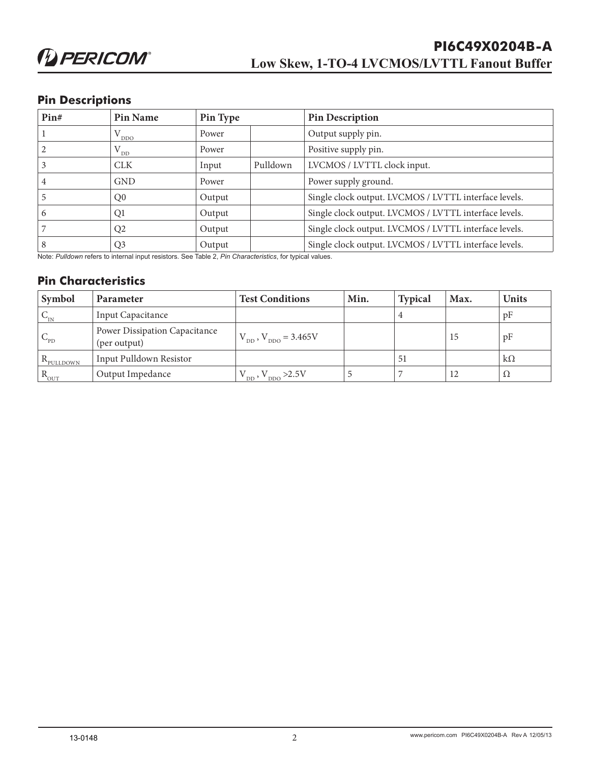## Pin Descriptions

| Pin# | Pin Name | Pin Type | | Pin Description |
|---|---|---|---|---|
| 1 | $V_{DDO}$ | Power | | Output supply pin. |
| 2 | $V_{DD}$ | Power | | Positive supply pin. |
| 3 | CLK | Input | Pulldown | LVCMOS / LVTTL clock input. |
| 4 | GND | Power | | Power supply ground. |
| 5 | Q0 | Output | | Single clock output. LVCMOS / LVTTL interface levels. |
| 6 | Q1 | Output | | Single clock output. LVCMOS / LVTTL interface levels. |
| 7 | Q2 | Output | | Single clock output. LVCMOS / LVTTL interface levels. |
| 8 | Q3 | Output | | Single clock output. LVCMOS / LVTTL interface levels. |

Note: *Pulldown* refers to internal input resistors. See Table 2, *Pin Characteristics*, for typical values.

## Pin Characteristics

| Symbol | Parameter | Test Conditions | Min. | Typical | Max. | Units |
|---|---|---|---|---|---|---|
| $C_{IN}$ | Input Capacitance | | | 4 | | pF |
| $C_{PD}$ | Power Dissipation Capacitance (per output) | $V_{DD}$, $V_{DDO}$ = 3.465V | | | 15 | pF |
| $R_{PULLDOWN}$ | Input Pulldown Resistor | | | 51 | | kΩ |
| $R_{OUT}$ | Output Impedance | $V_{DD}$, $V_{DDO}$ >2.5V | 5 | 7 | 12 | Ω |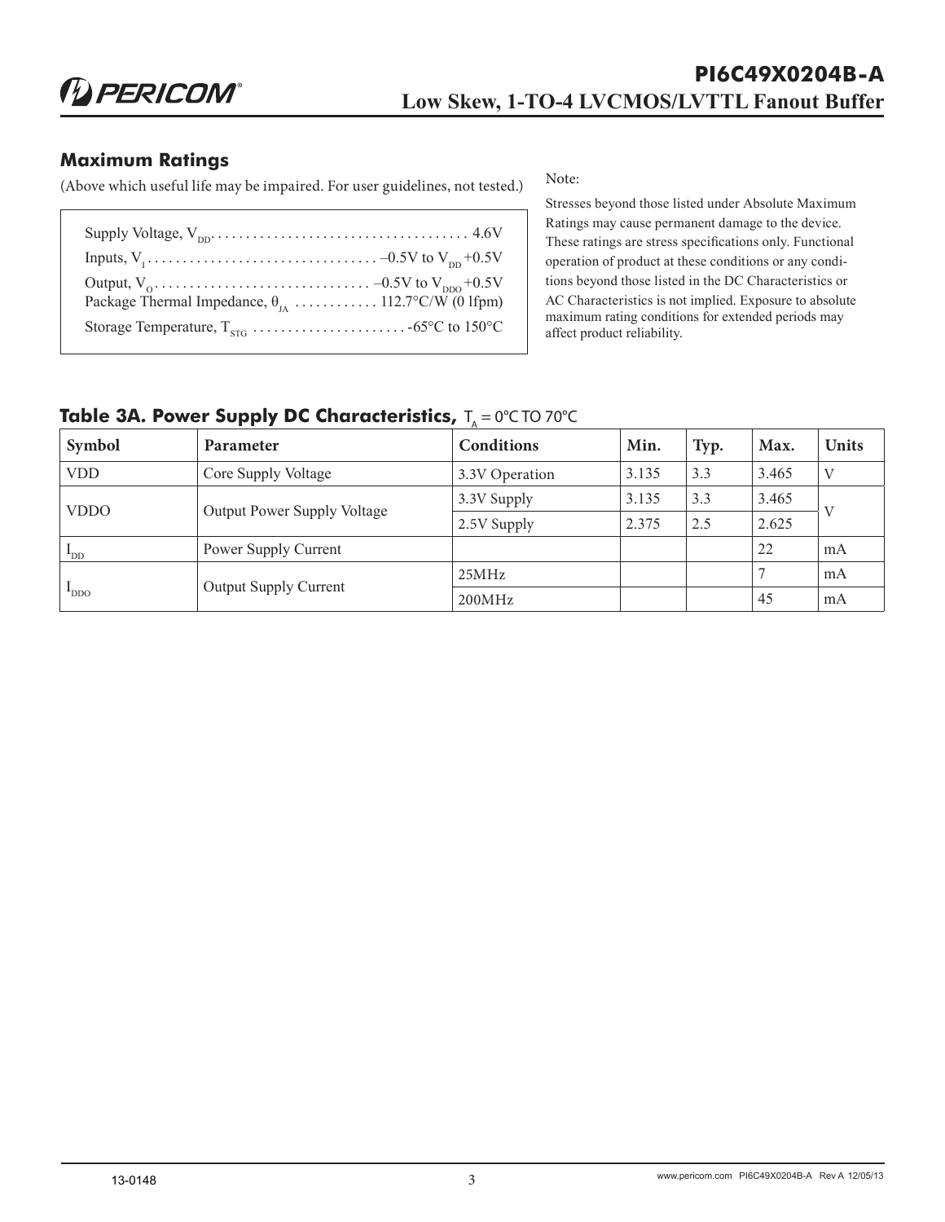## Maximum Ratings

(Above which useful life may be impaired. For user guidelines, not tested.)

Supply Voltage, $V_{DD}$ . . . . . . . . . . . . . . . . . . . . . . . . . . . . . . . . . . . . 4.6V
Inputs, $V_I$ . . . . . . . . . . . . . . . . . . . . . . . . . . . . . . . . –0.5V to $V_{DD}$ +0.5V
Output, $V_O$ . . . . . . . . . . . . . . . . . . . . . . . . . . . . . . –0.5V to $V_{DDO}$ +0.5V
Package Thermal Impedance, $\theta_{JA}$ . . . . . . . . . . . . 112.7°C/W (0 lfpm)
Storage Temperature, $T_{STG}$ . . . . . . . . . . . . . . . . . . . . . . -65°C to 150°C

Note:

Stresses beyond those listed under Absolute Maximum Ratings may cause permanent damage to the device. These ratings are stress specifications only. Functional operation of product at these conditions or any conditions beyond those listed in the DC Characteristics or AC Characteristics is not implied. Exposure to absolute maximum rating conditions for extended periods may affect product reliability.

### Table 3A. Power Supply DC Characteristics, $T_A$ = 0°C TO 70°C

| Symbol | Parameter | Conditions | Min. | Typ. | Max. | Units |
|---|---|---|---|---|---|---|
| VDD | Core Supply Voltage | 3.3V Operation | 3.135 | 3.3 | 3.465 | V |
| VDDO | Output Power Supply Voltage | 3.3V Supply | 3.135 | 3.3 | 3.465 | V |
| | | 2.5V Supply | 2.375 | 2.5 | 2.625 | |
| $I_{DD}$ | Power Supply Current | | | | 22 | mA |
| $I_{DDO}$ | Output Supply Current | 25MHz | | | 7 | mA |
| | | 200MHz | | | 45 | mA |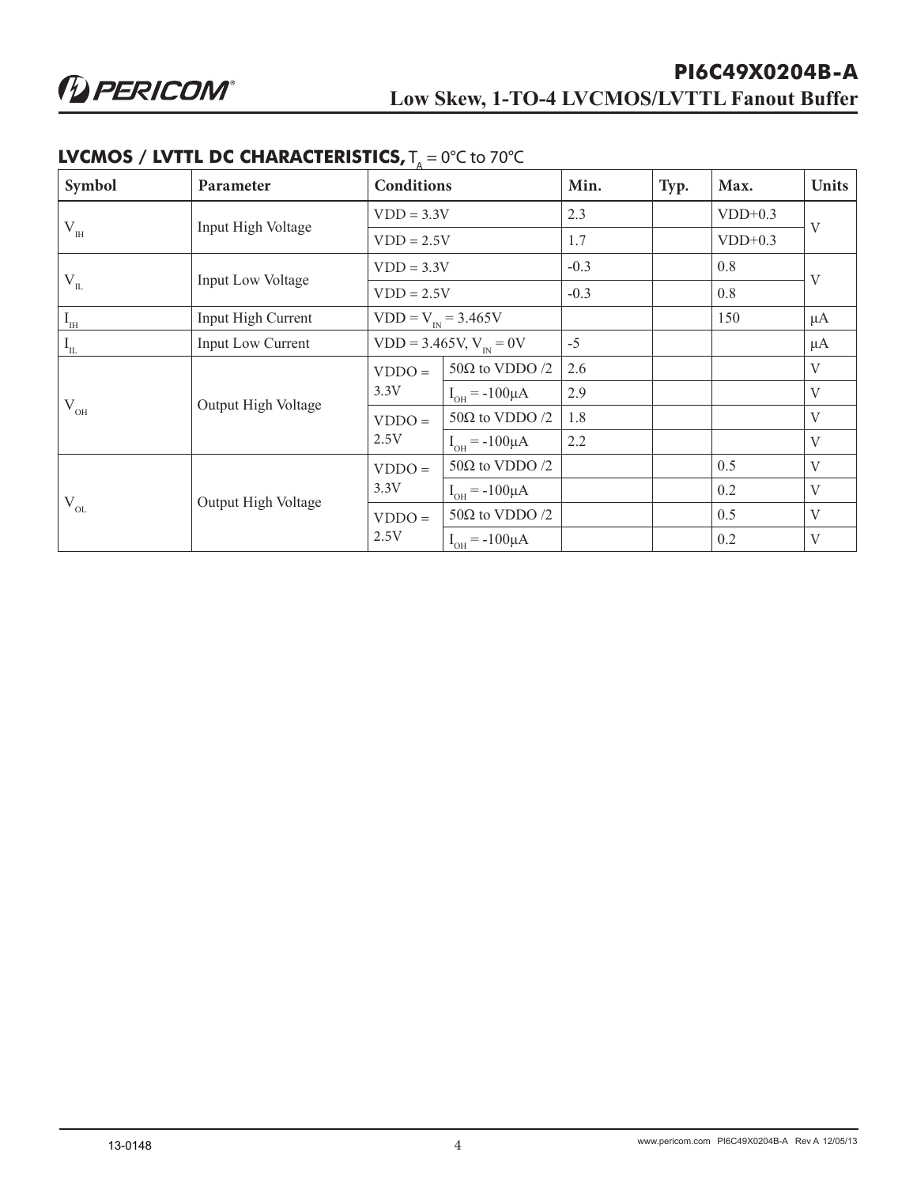## LVCMOS / LVTTL DC CHARACTERISTICS, $T_A$ = 0°C to 70°C

| Symbol | Parameter | Conditions | | Min. | Typ. | Max. | Units |
|---|---|---|---|---|---|---|---|
| $V_{IH}$ | Input High Voltage | VDD = 3.3V | | 2.3 | | VDD+0.3 | V |
| | | VDD = 2.5V | | 1.7 | | VDD+0.3 | |
| $V_{IL}$ | Input Low Voltage | VDD = 3.3V | | -0.3 | | 0.8 | V |
| | | VDD = 2.5V | | -0.3 | | 0.8 | |
| $I_{IH}$ | Input High Current | VDD = $V_{IN}$ = 3.465V | | | | 150 | µA |
| $I_{IL}$ | Input Low Current | VDD = 3.465V, $V_{IN}$ = 0V | | -5 | | | µA |
| $V_{OH}$ | Output High Voltage | VDDO = 3.3V | 50Ω to VDDO /2 | 2.6 | | | V |
| | | | $I_{OH}$ = -100µA | 2.9 | | | V |
| | | VDDO = 2.5V | 50Ω to VDDO /2 | 1.8 | | | V |
| | | | $I_{OH}$ = -100µA | 2.2 | | | V |
| $V_{OL}$ | Output High Voltage | VDDO = 3.3V | 50Ω to VDDO /2 | | | 0.5 | V |
| | | | $I_{OH}$ = -100µA | | | 0.2 | V |
| | | VDDO = 2.5V | 50Ω to VDDO /2 | | | 0.5 | V |
| | | | $I_{OH}$ = -100µA | | | 0.2 | V |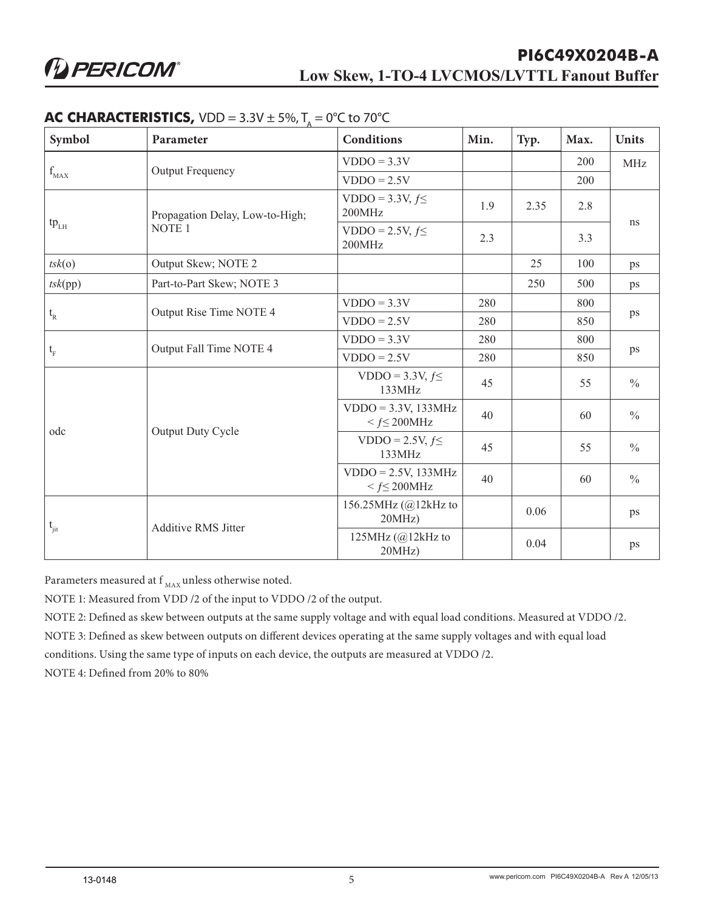## AC CHARACTERISTICS, VDD = 3.3V ± 5%, $T_A$ = 0°C to 70°C

| Symbol | Parameter | Conditions | Min. | Typ. | Max. | Units |
|---|---|---|---|---|---|---|
| $f_{MAX}$ | Output Frequency | VDDO = 3.3V | | | 200 | MHz |
| | | VDDO = 2.5V | | | 200 | |
| $tp_{LH}$ | Propagation Delay, Low-to-High; NOTE 1 | VDDO = 3.3V, $f \leq$ 200MHz | 1.9 | 2.35 | 2.8 | ns |
| | | VDDO = 2.5V, $f \leq$ 200MHz | 2.3 | | 3.3 | |
| *tsk*(o) | Output Skew; NOTE 2 | | | 25 | 100 | ps |
| *tsk*(pp) | Part-to-Part Skew; NOTE 3 | | | 250 | 500 | ps |
| $t_R$ | Output Rise Time NOTE 4 | VDDO = 3.3V | 280 | | 800 | ps |
| | | VDDO = 2.5V | 280 | | 850 | |
| $t_F$ | Output Fall Time NOTE 4 | VDDO = 3.3V | 280 | | 800 | ps |
| | | VDDO = 2.5V | 280 | | 850 | |
| odc | Output Duty Cycle | VDDO = 3.3V, $f \leq$ 133MHz | 45 | | 55 | % |
| | | VDDO = 3.3V, 133MHz < $f \leq$ 200MHz | 40 | | 60 | % |
| | | VDDO = 2.5V, $f \leq$ 133MHz | 45 | | 55 | % |
| | | VDDO = 2.5V, 133MHz < $f \leq$ 200MHz | 40 | | 60 | % |
| $t_{jit}$ | Additive RMS Jitter | 156.25MHz (@12kHz to 20MHz) | | 0.06 | | ps |
| | | 125MHz (@12kHz to 20MHz) | | 0.04 | | ps |

Parameters measured at $f_{MAX}$ unless otherwise noted.

NOTE 1: Measured from VDD /2 of the input to VDDO /2 of the output.

NOTE 2: Defined as skew between outputs at the same supply voltage and with equal load conditions. Measured at VDDO /2.

NOTE 3: Defined as skew between outputs on different devices operating at the same supply voltages and with equal load conditions. Using the same type of inputs on each device, the outputs are measured at VDDO /2.

NOTE 4: Defined from 20% to 80%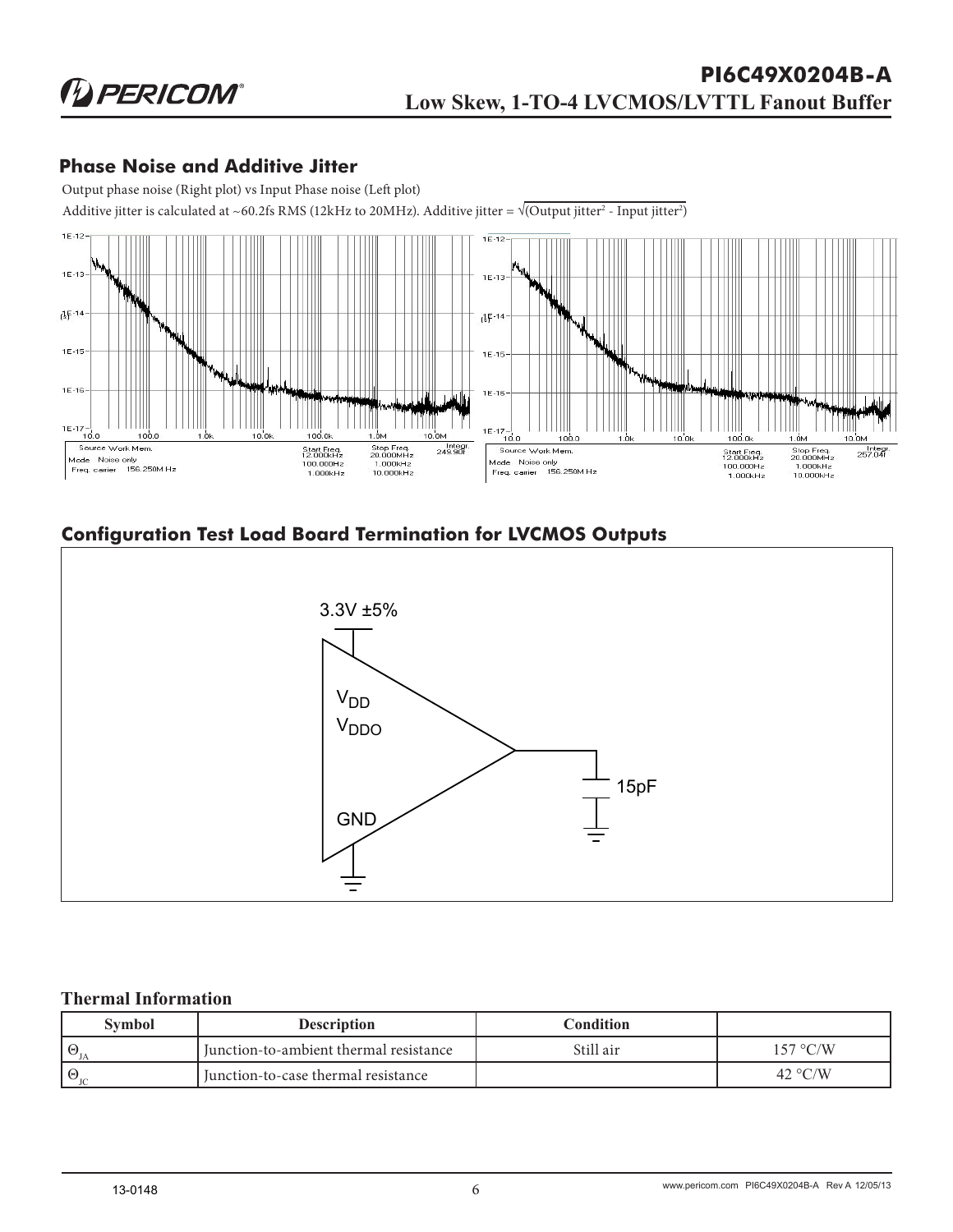## Phase Noise and Additive Jitter

Output phase noise (Right plot) vs Input Phase noise (Left plot)

Additive jitter is calculated at ~60.2fs RMS (12kHz to 20MHz). Additive jitter = $\sqrt{(\text{Output jitter}^2 - \text{Input jitter}^2)}$

## Configuration Test Load Board Termination for LVCMOS Outputs

### Thermal Information

| Symbol | Description | Condition | |
|---|---|---|---|
| $\Theta_{JA}$ | Junction-to-ambient thermal resistance | Still air | 157 °C/W |
| $\Theta_{JC}$ | Junction-to-case thermal resistance | | 42 °C/W |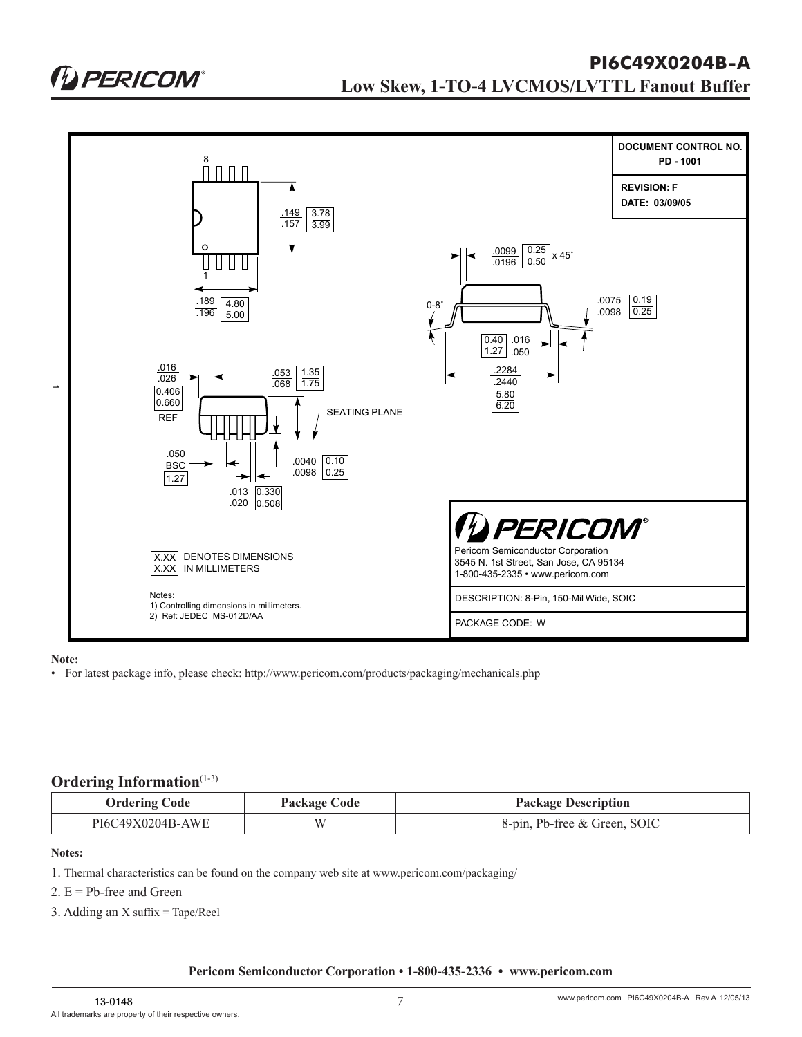DOCUMENT CONTROL NO.
PD - 1001

REVISION: F
DATE: 03/09/05

8

1

.149 / .157 — 3.78 / 3.99

.189 / .196 — 4.80 / 5.00

.0099 / .0196 — 0.25 / 0.50 x 45°

0-8°

.0075 / .0098 — 0.19 / 0.25

0.40 / 1.27 — .016 / .050

.2284 / .2440 — 5.80 / 6.20

.016 / .026 — 0.406 / 0.660 REF

.053 / .068 — 1.35 / 1.75

SEATING PLANE

.050 BSC — 1.27

.0040 / .0098 — 0.10 / 0.25

.013 / .020 — 0.330 / 0.508

X.XX / X.XX DENOTES DIMENSIONS IN MILLIMETERS

Notes:
1) Controlling dimensions in millimeters.
2) Ref: JEDEC MS-012D/AA

PERICOM®
Pericom Semiconductor Corporation
3545 N. 1st Street, San Jose, CA 95134
1-800-435-2335 • www.pericom.com

DESCRIPTION: 8-Pin, 150-Mil Wide, SOIC

PACKAGE CODE: W

**Note:**

- For latest package info, please check: http://www.pericom.com/products/packaging/mechanicals.php

## Ordering Information[1-3]

| Ordering Code | Package Code | Package Description |
|---|---|---|
| PI6C49X0204B-AWE | W | 8-pin, Pb-free & Green, SOIC |

**Notes:**

1. Thermal characteristics can be found on the company web site at www.pericom.com/packaging/
2. E = Pb-free and Green
3. Adding an X suffix = Tape/Reel